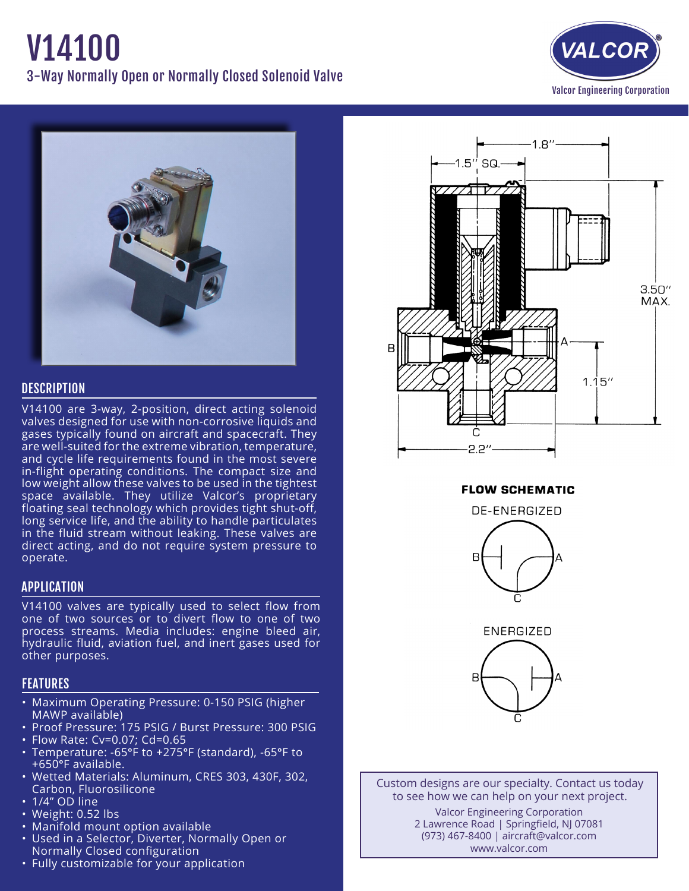# V14100

3-Way Normally Open or Normally Closed Solenoid Valve

Valcor Engineering Corporation

## DESCRIPTION

V14100 are 3-way, 2-position, direct acting solenoid valves designed for use with non-corrosive liquids and gases typically found on aircraft and spacecraft. They are well-suited for the extreme vibration, temperature, and cycle life requirements found in the most severe in-flight operating conditions. The compact size and low weight allow these valves to be used in the tightest space available. They utilize Valcor's proprietary floating seal technology which provides tight shut-off, long service life, and the ability to handle particulates in the fluid stream without leaking. These valves are direct acting, and do not require system pressure to operate.

## APPLICATION

V14100 valves are typically used to select flow from one of two sources or to divert flow to one of two process streams. Media includes: engine bleed air, hydraulic fluid, aviation fuel, and inert gases used for other purposes.

## FEATURES

- Maximum Operating Pressure: 0-150 PSIG (higher MAWP available)
- Proof Pressure: 175 PSIG / Burst Pressure: 300 PSIG
- Flow Rate: Cv=0.07; Cd=0.65
- Temperature: -65°F to +275°F (standard), -65°F to +650°F available.
- Wetted Materials: Aluminum, CRES 303, 430F, 302, Carbon, Fluorosilicone
- 1/4" OD line
- Weight: 0.52 lbs
- Manifold mount option available
- Used in a Selector, Diverter, Normally Open or Normally Closed configuration
- Fully customizable for your application

1.8"
1.5" SQ.
3.50" MAX.
1.15"
2.2"
B
A
C

**FLOW SCHEMATIC**

DE-ENERGIZED

ENERGIZED

Custom designs are our specialty. Contact us today to see how we can help on your next project.

Valcor Engineering Corporation
2 Lawrence Road | Springfield, NJ 07081
(973) 467-8400 | aircraft@valcor.com
www.valcor.com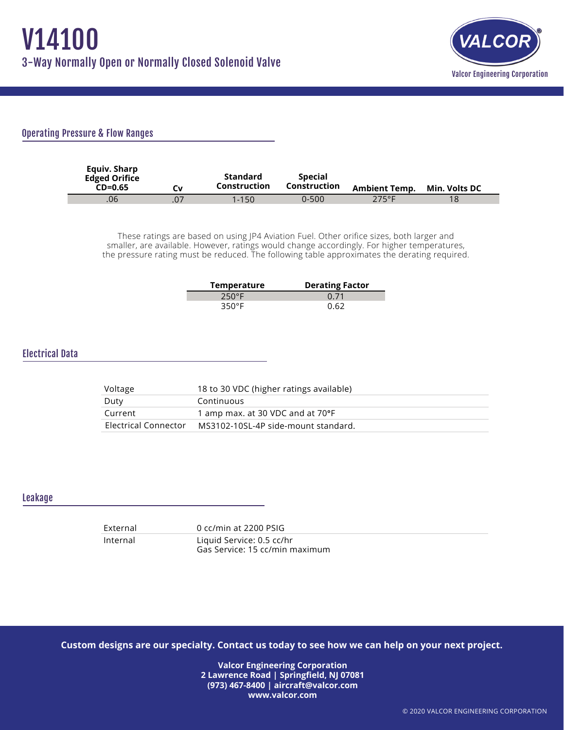# V14100

## 3-Way Normally Open or Normally Closed Solenoid Valve

Valcor Engineering Corporation

### Operating Pressure & Flow Ranges

| Equiv. Sharp Edged Orifice CD=0.65 | Cv | Standard Construction | Special Construction | Ambient Temp. | Min. Volts DC |
|---|---|---|---|---|---|
| .06 | .07 | 1-150 | 0-500 | 275°F | 18 |

These ratings are based on using JP4 Aviation Fuel. Other orifice sizes, both larger and smaller, are available. However, ratings would change accordingly. For higher temperatures, the pressure rating must be reduced. The following table approximates the derating required.

| Temperature | Derating Factor |
|---|---|
| 250°F | 0.71 |
| 350°F | 0.62 |

### Electrical Data

| | |
|---|---|
| Voltage | 18 to 30 VDC (higher ratings available) |
| Duty | Continuous |
| Current | 1 amp max. at 30 VDC and at 70°F |
| Electrical Connector | MS3102-10SL-4P side-mount standard. |

### Leakage

| | |
|---|---|
| External | 0 cc/min at 2200 PSIG |
| Internal | Liquid Service: 0.5 cc/hr<br>Gas Service: 15 cc/min maximum |

**Custom designs are our specialty. Contact us today to see how we can help on your next project.**

**Valcor Engineering Corporation**
**2 Lawrence Road | Springfield, NJ 07081**
**(973) 467-8400 | aircraft@valcor.com**
**www.valcor.com**

© 2020 VALCOR ENGINEERING CORPORATION